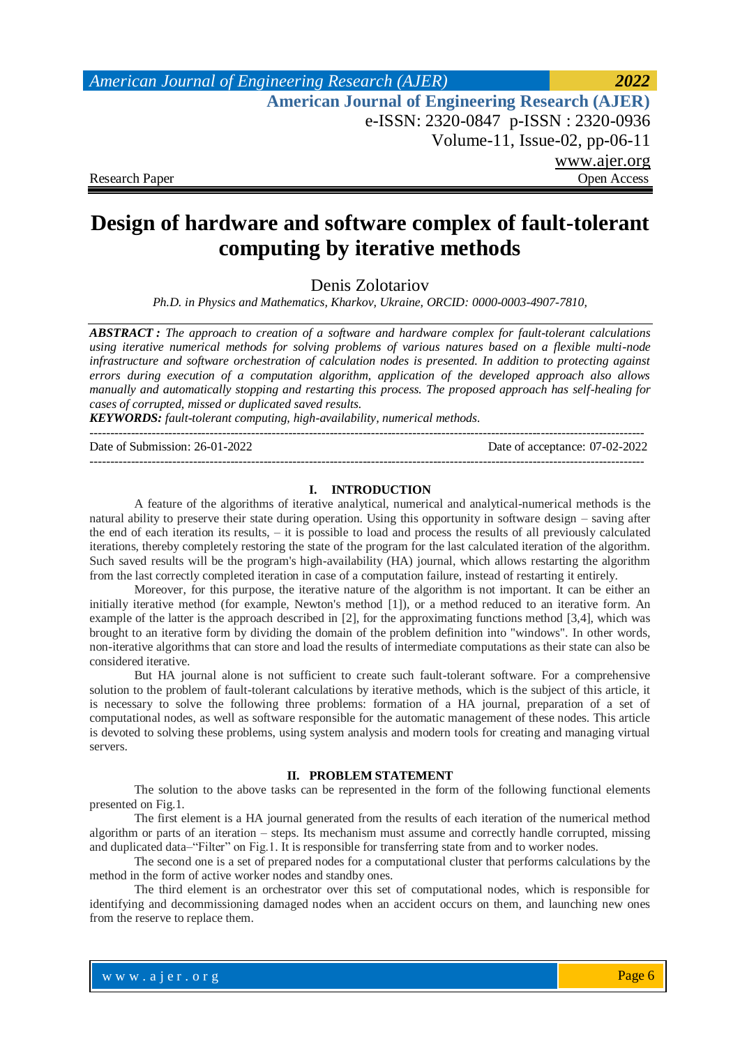Research Paper Open Access

# Design of hardware and software complex of fault-tolerant computing by iterative methods

Denis Zolotariov

*Ph.D. in Physics and Mathematics, Kharkov, Ukraine, ORCID: 0000-0003-4907-7810,*

***ABSTRACT :*** *The approach to creation of a software and hardware complex for fault-tolerant calculations using iterative numerical methods for solving problems of various natures based on a flexible multi-node infrastructure and software orchestration of calculation nodes is presented. In addition to protecting against errors during execution of a computation algorithm, application of the developed approach also allows manually and automatically stopping and restarting this process. The proposed approach has self-healing for cases of corrupted, missed or duplicated saved results.*

***KEYWORDS:*** *fault-tolerant computing, high-availability, numerical methods.*

---

Date of Submission: 26-01-2022 Date of acceptance: 07-02-2022

---

## I. INTRODUCTION

A feature of the algorithms of iterative analytical, numerical and analytical-numerical methods is the natural ability to preserve their state during operation. Using this opportunity in software design – saving after the end of each iteration its results, – it is possible to load and process the results of all previously calculated iterations, thereby completely restoring the state of the program for the last calculated iteration of the algorithm. Such saved results will be the program's high-availability (HA) journal, which allows restarting the algorithm from the last correctly completed iteration in case of a computation failure, instead of restarting it entirely.

Moreover, for this purpose, the iterative nature of the algorithm is not important. It can be either an initially iterative method (for example, Newton's method [1]), or a method reduced to an iterative form. An example of the latter is the approach described in [2], for the approximating functions method [3,4], which was brought to an iterative form by dividing the domain of the problem definition into "windows". In other words, non-iterative algorithms that can store and load the results of intermediate computations as their state can also be considered iterative.

But HA journal alone is not sufficient to create such fault-tolerant software. For a comprehensive solution to the problem of fault-tolerant calculations by iterative methods, which is the subject of this article, it is necessary to solve the following three problems: formation of a HA journal, preparation of a set of computational nodes, as well as software responsible for the automatic management of these nodes. This article is devoted to solving these problems, using system analysis and modern tools for creating and managing virtual servers.

## II. PROBLEM STATEMENT

The solution to the above tasks can be represented in the form of the following functional elements presented on Fig.1.

The first element is a HA journal generated from the results of each iteration of the numerical method algorithm or parts of an iteration – steps. Its mechanism must assume and correctly handle corrupted, missing and duplicated data–"Filter" on Fig.1. It is responsible for transferring state from and to worker nodes.

The second one is a set of prepared nodes for a computational cluster that performs calculations by the method in the form of active worker nodes and standby ones.

The third element is an orchestrator over this set of computational nodes, which is responsible for identifying and decommissioning damaged nodes when an accident occurs on them, and launching new ones from the reserve to replace them.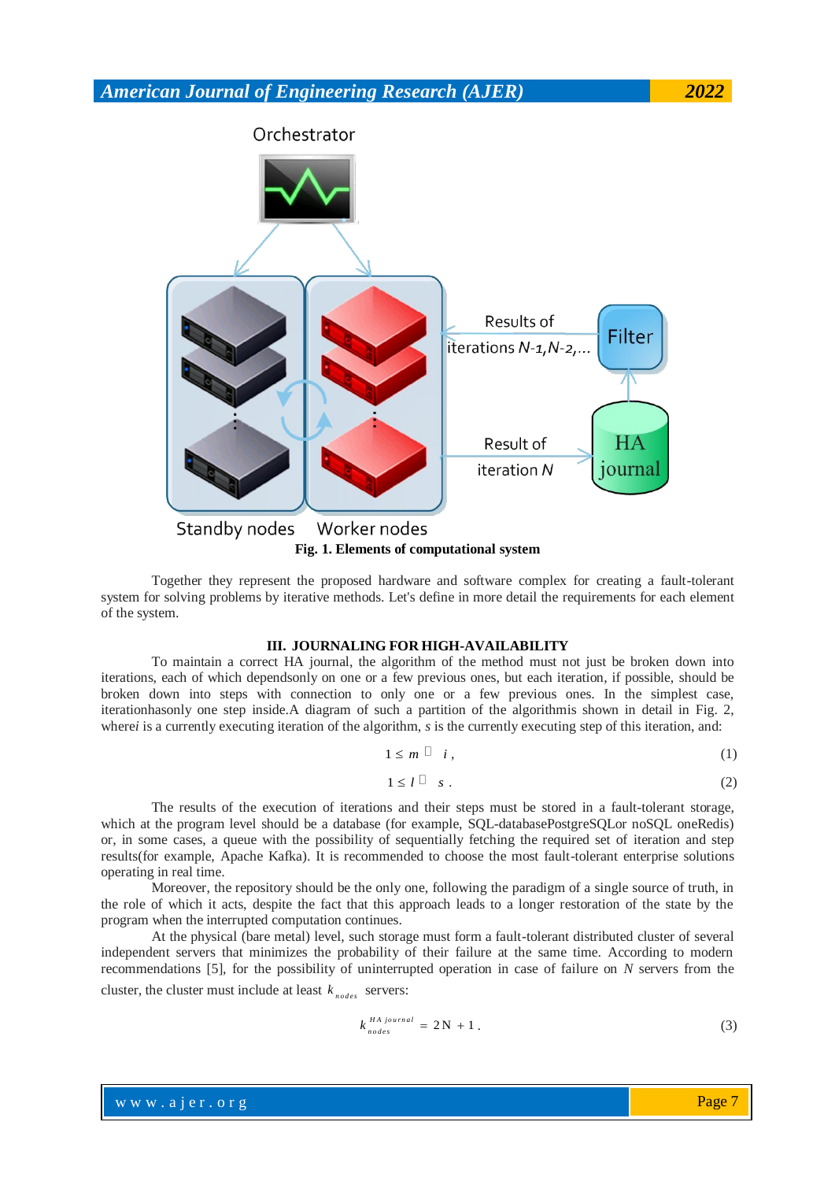Orchestrator

Standby nodes

Worker nodes

Results of iterations *N*-1,*N*-2,...

Filter

HA journal

Result of iteration *N*

**Fig. 1. Elements of computational system**

Together they represent the proposed hardware and software complex for creating a fault-tolerant system for solving problems by iterative methods. Let's define in more detail the requirements for each element of the system.

## III. JOURNALING FOR HIGH-AVAILABILITY

To maintain a correct HA journal, the algorithm of the method must not just be broken down into iterations, each of which dependsonly on one or a few previous ones, but each iteration, if possible, should be broken down into steps with connection to only one or a few previous ones. In the simplest case, iterationhasonly one step inside.A diagram of such a partition of the algorithmis shown in detail in Fig. 2, where*i* is a currently executing iteration of the algorithm, *s* is the currently executing step of this iteration, and:

$$1 \le m \ll i, \tag{1}$$

$$1 \le l \ll s. \tag{2}$$

The results of the execution of iterations and their steps must be stored in a fault-tolerant storage, which at the program level should be a database (for example, SQL-databasePostgreSQLor noSQL oneRedis) or, in some cases, a queue with the possibility of sequentially fetching the required set of iteration and step results(for example, Apache Kafka). It is recommended to choose the most fault-tolerant enterprise solutions operating in real time.

Moreover, the repository should be the only one, following the paradigm of a single source of truth, in the role of which it acts, despite the fact that this approach leads to a longer restoration of the state by the program when the interrupted computation continues.

At the physical (bare metal) level, such storage must form a fault-tolerant distributed cluster of several independent servers that minimizes the probability of their failure at the same time. According to modern recommendations [5], for the possibility of uninterrupted operation in case of failure on *N* servers from the cluster, the cluster must include at least $k_{nodes}$ servers:

$$k_{nodes}^{HA\ journal} = 2N + 1. \tag{3}$$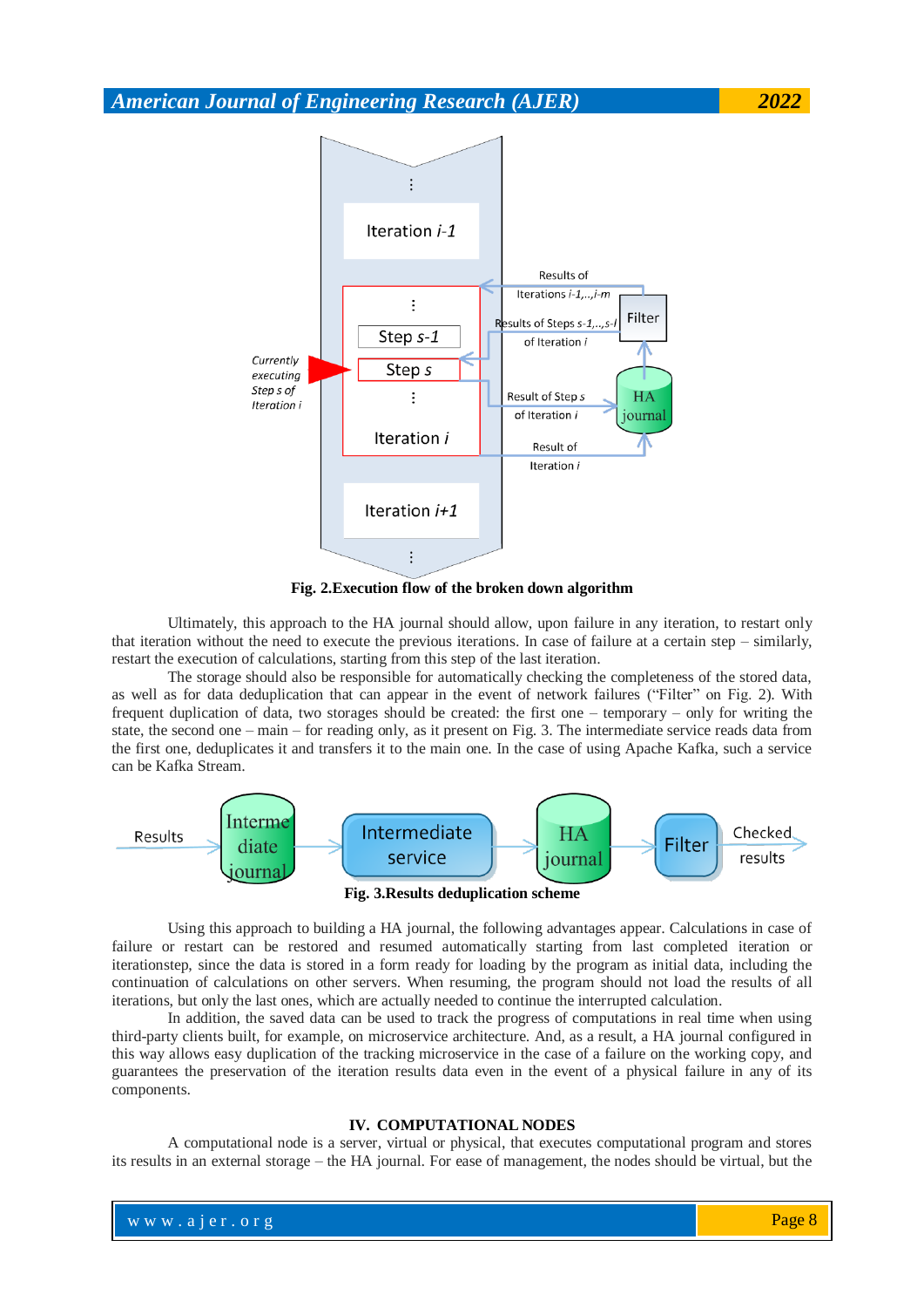Iteration *i-1*

Step *s-1*

Step *s*

Iteration *i*

Iteration *i+1*

Currently executing Step *s* of Iteration *i*

Results of Iterations *i-1,..,i-m*

Results of Steps *s-1,..,s-l* of Iteration *i*

Result of Step *s* of Iteration *i*

Result of Iteration *i*

Filter

HA journal

**Fig. 2.Execution flow of the broken down algorithm**

Ultimately, this approach to the HA journal should allow, upon failure in any iteration, to restart only that iteration without the need to execute the previous iterations. In case of failure at a certain step – similarly, restart the execution of calculations, starting from this step of the last iteration.

The storage should also be responsible for automatically checking the completeness of the stored data, as well as for data deduplication that can appear in the event of network failures ("Filter" on Fig. 2). With frequent duplication of data, two storages should be created: the first one – temporary – only for writing the state, the second one – main – for reading only, as it present on Fig. 3. The intermediate service reads data from the first one, deduplicates it and transfers it to the main one. In the case of using Apache Kafka, such a service can be Kafka Stream.

Results

Intermediate journal

Intermediate service

HA journal

Filter

Checked results

**Fig. 3.Results deduplication scheme**

Using this approach to building a HA journal, the following advantages appear. Calculations in case of failure or restart can be restored and resumed automatically starting from last completed iteration or iterationstep, since the data is stored in a form ready for loading by the program as initial data, including the continuation of calculations on other servers. When resuming, the program should not load the results of all iterations, but only the last ones, which are actually needed to continue the interrupted calculation.

In addition, the saved data can be used to track the progress of computations in real time when using third-party clients built, for example, on microservice architecture. And, as a result, a HA journal configured in this way allows easy duplication of the tracking microservice in the case of a failure on the working copy, and guarantees the preservation of the iteration results data even in the event of a physical failure in any of its components.

## IV. COMPUTATIONAL NODES

A computational node is a server, virtual or physical, that executes computational program and stores its results in an external storage – the HA journal. For ease of management, the nodes should be virtual, but the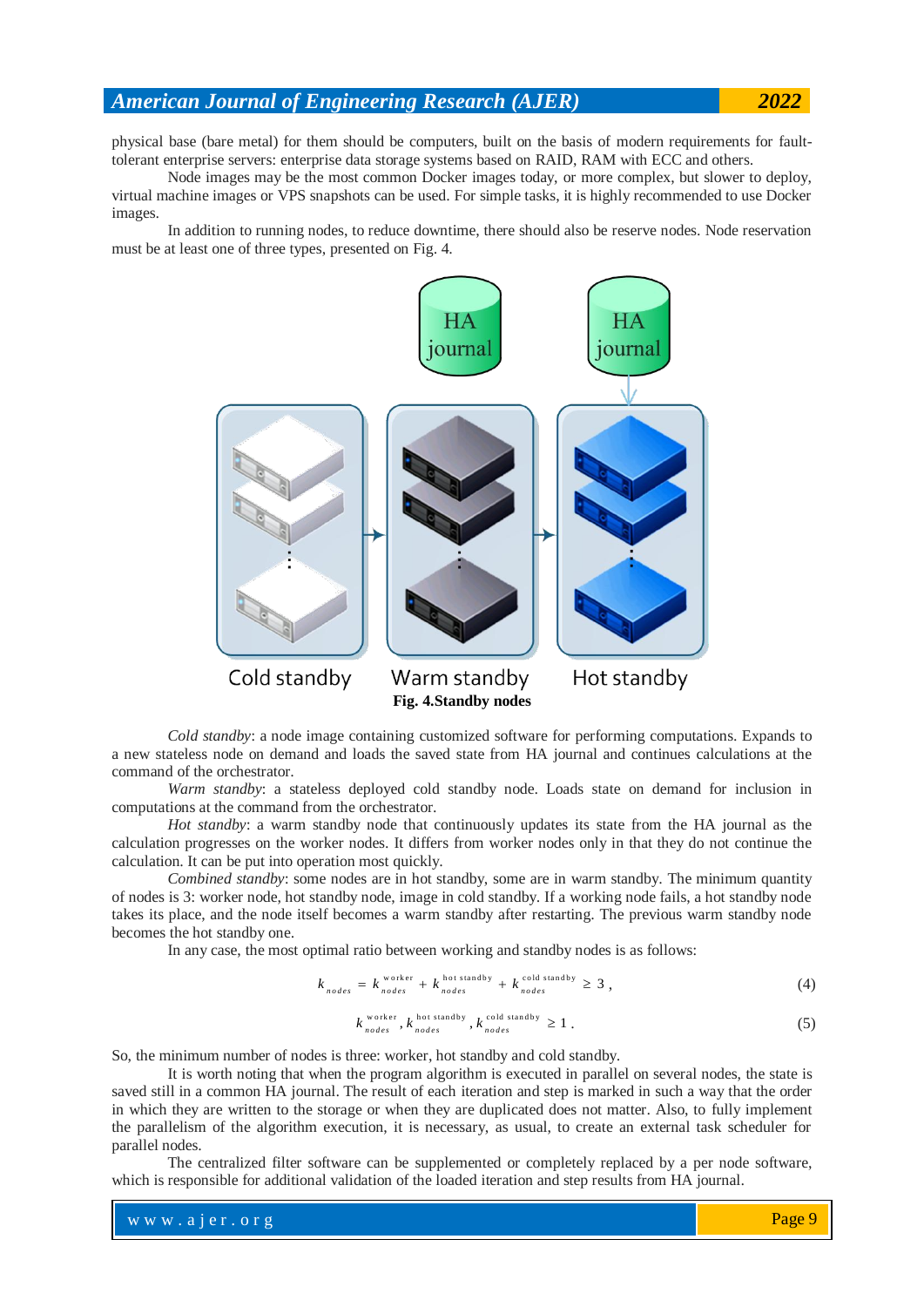physical base (bare metal) for them should be computers, built on the basis of modern requirements for fault-tolerant enterprise servers: enterprise data storage systems based on RAID, RAM with ECC and others.

Node images may be the most common Docker images today, or more complex, but slower to deploy, virtual machine images or VPS snapshots can be used. For simple tasks, it is highly recommended to use Docker images.

In addition to running nodes, to reduce downtime, there should also be reserve nodes. Node reservation must be at least one of three types, presented on Fig. 4.

HA journal

HA journal

Cold standby

Warm standby

Hot standby

**Fig. 4.Standby nodes**

*Cold standby*: a node image containing customized software for performing computations. Expands to a new stateless node on demand and loads the saved state from HA journal and continues calculations at the command of the orchestrator.

*Warm standby*: a stateless deployed cold standby node. Loads state on demand for inclusion in computations at the command from the orchestrator.

*Hot standby*: a warm standby node that continuously updates its state from the HA journal as the calculation progresses on the worker nodes. It differs from worker nodes only in that they do not continue the calculation. It can be put into operation most quickly.

*Combined standby*: some nodes are in hot standby, some are in warm standby. The minimum quantity of nodes is 3: worker node, hot standby node, image in cold standby. If a working node fails, a hot standby node takes its place, and the node itself becomes a warm standby after restarting. The previous warm standby node becomes the hot standby one.

In any case, the most optimal ratio between working and standby nodes is as follows:

$$k_{nodes} = k_{nodes}^{worker} + k_{nodes}^{hot\ standby} + k_{nodes}^{cold\ standby} \geq 3\,, \tag{4}$$

$$k_{nodes}^{worker}, k_{nodes}^{hot\ standby}, k_{nodes}^{cold\ standby} \geq 1\,. \tag{5}$$

So, the minimum number of nodes is three: worker, hot standby and cold standby.

It is worth noting that when the program algorithm is executed in parallel on several nodes, the state is saved still in a common HA journal. The result of each iteration and step is marked in such a way that the order in which they are written to the storage or when they are duplicated does not matter. Also, to fully implement the parallelism of the algorithm execution, it is necessary, as usual, to create an external task scheduler for parallel nodes.

The centralized filter software can be supplemented or completely replaced by a per node software, which is responsible for additional validation of the loaded iteration and step results from HA journal.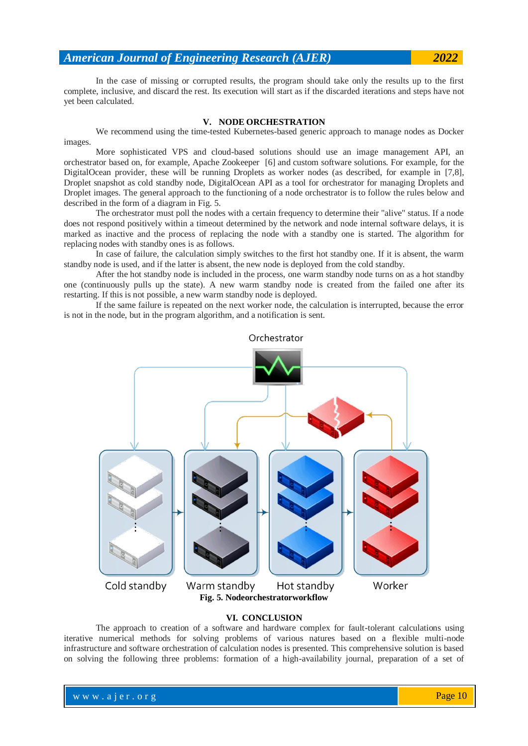In the case of missing or corrupted results, the program should take only the results up to the first complete, inclusive, and discard the rest. Its execution will start as if the discarded iterations and steps have not yet been calculated.

## V. NODE ORCHESTRATION

We recommend using the time-tested Kubernetes-based generic approach to manage nodes as Docker images.

More sophisticated VPS and cloud-based solutions should use an image management API, an orchestrator based on, for example, Apache Zookeeper [6] and custom software solutions. For example, for the DigitalOcean provider, these will be running Droplets as worker nodes (as described, for example in [7,8], Droplet snapshot as cold standby node, DigitalOcean API as a tool for orchestrator for managing Droplets and Droplet images. The general approach to the functioning of a node orchestrator is to follow the rules below and described in the form of a diagram in Fig. 5.

The orchestrator must poll the nodes with a certain frequency to determine their "alive" status. If a node does not respond positively within a timeout determined by the network and node internal software delays, it is marked as inactive and the process of replacing the node with a standby one is started. The algorithm for replacing nodes with standby ones is as follows.

In case of failure, the calculation simply switches to the first hot standby one. If it is absent, the warm standby node is used, and if the latter is absent, the new node is deployed from the cold standby.

After the hot standby node is included in the process, one warm standby node turns on as a hot standby one (continuously pulls up the state). A new warm standby node is created from the failed one after its restarting. If this is not possible, a new warm standby node is deployed.

If the same failure is repeated on the next worker node, the calculation is interrupted, because the error is not in the node, but in the program algorithm, and a notification is sent.

Orchestrator

Cold standby

Warm standby

Hot standby

Worker

**Fig. 5. Nodeorchestratorworkflow**

## VI. CONCLUSION

The approach to creation of a software and hardware complex for fault-tolerant calculations using iterative numerical methods for solving problems of various natures based on a flexible multi-node infrastructure and software orchestration of calculation nodes is presented. This comprehensive solution is based on solving the following three problems: formation of a high-availability journal, preparation of a set of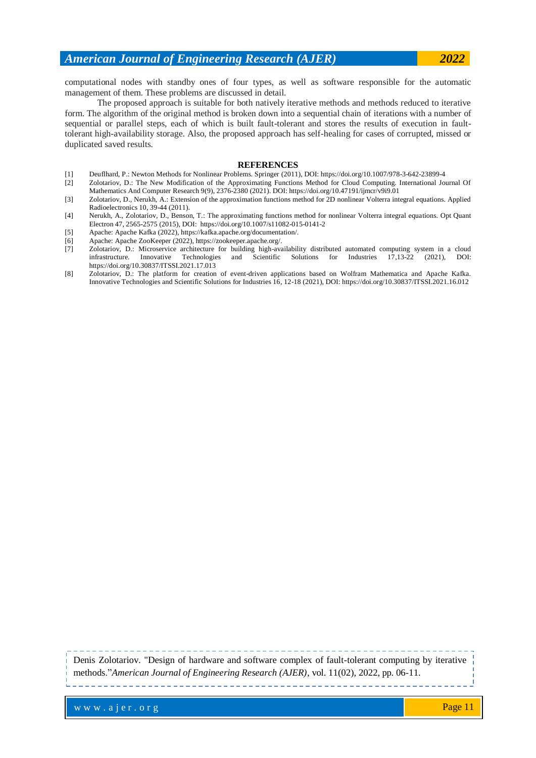computational nodes with standby ones of four types, as well as software responsible for the automatic management of them. These problems are discussed in detail.

The proposed approach is suitable for both natively iterative methods and methods reduced to iterative form. The algorithm of the original method is broken down into a sequential chain of iterations with a number of sequential or parallel steps, each of which is built fault-tolerant and stores the results of execution in fault-tolerant high-availability storage. Also, the proposed approach has self-healing for cases of corrupted, missed or duplicated saved results.

## REFERENCES

[1] Deuflhard, P.: Newton Methods for Nonlinear Problems. Springer (2011), DOI: https://doi.org/10.1007/978-3-642-23899-4

[2] Zolotariov, D.: The New Modification of the Approximating Functions Method for Cloud Computing. International Journal Of Mathematics And Computer Research 9(9), 2376-2380 (2021). DOI: https://doi.org/10.47191/ijmcr/v9i9.01

[3] Zolotariov, D., Nerukh, A.: Extension of the approximation functions method for 2D nonlinear Volterra integral equations. Applied Radioelectronics 10, 39-44 (2011).

[4] Nerukh, A., Zolotariov, D., Benson, T.: The approximating functions method for nonlinear Volterra integral equations. Opt Quant Electron 47, 2565-2575 (2015), DOI: https://doi.org/10.1007/s11082-015-0141-2

[5] Apache: Apache Kafka (2022), https://kafka.apache.org/documentation/.

[6] Apache: Apache ZooKeeper (2022), https://zookeeper.apache.org/.

[7] Zolotariov, D.: Microservice architecture for building high-availability distributed automated computing system in a cloud infrastructure. Innovative Technologies and Scientific Solutions for Industries 17,13-22 (2021), DOI: https://doi.org/10.30837/ITSSI.2021.17.013

[8] Zolotariov, D.: The platform for creation of event-driven applications based on Wolfram Mathematica and Apache Kafka. Innovative Technologies and Scientific Solutions for Industries 16, 12-18 (2021), DOI: https://doi.org/10.30837/ITSSI.2021.16.012

Denis Zolotariov. "Design of hardware and software complex of fault-tolerant computing by iterative methods."*American Journal of Engineering Research (AJER)*, vol. 11(02), 2022, pp. 06-11.